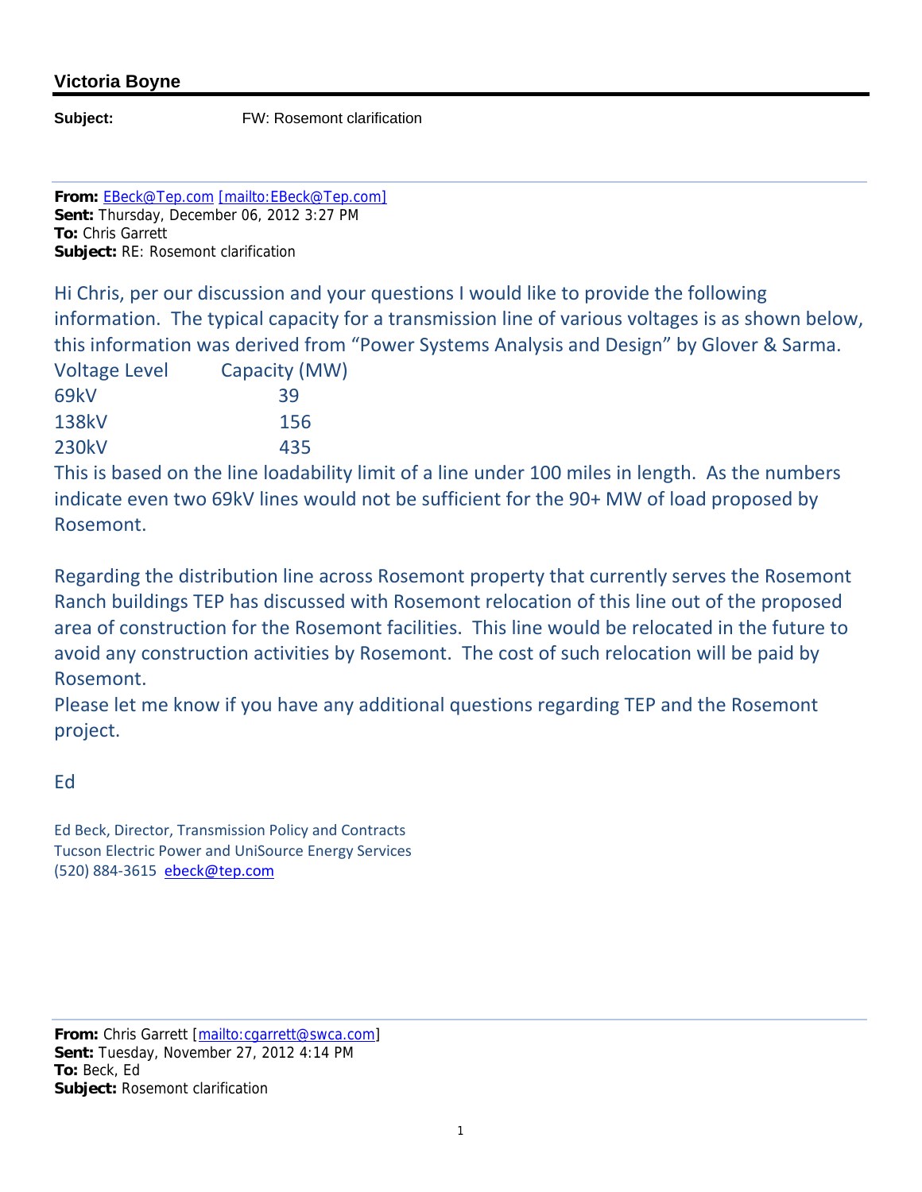**Victoria Boyne**

---

**Subject:** FW: Rosemont clarification

---

**From:** EBeck@Tep.com [mailto:EBeck@Tep.com]
**Sent:** Thursday, December 06, 2012 3:27 PM
**To:** Chris Garrett
**Subject:** RE: Rosemont clarification

Hi Chris, per our discussion and your questions I would like to provide the following information. The typical capacity for a transmission line of various voltages is as shown below, this information was derived from "Power Systems Analysis and Design" by Glover & Sarma.

| Voltage Level | Capacity (MW) |
|---|---|
| 69kV | 39 |
| 138kV | 156 |
| 230kV | 435 |

This is based on the line loadability limit of a line under 100 miles in length. As the numbers indicate even two 69kV lines would not be sufficient for the 90+ MW of load proposed by Rosemont.

Regarding the distribution line across Rosemont property that currently serves the Rosemont Ranch buildings TEP has discussed with Rosemont relocation of this line out of the proposed area of construction for the Rosemont facilities. This line would be relocated in the future to avoid any construction activities by Rosemont. The cost of such relocation will be paid by Rosemont.

Please let me know if you have any additional questions regarding TEP and the Rosemont project.

Ed

Ed Beck, Director, Transmission Policy and Contracts
Tucson Electric Power and UniSource Energy Services
(520) 884-3615 ebeck@tep.com

---

**From:** Chris Garrett [mailto:cgarrett@swca.com]
**Sent:** Tuesday, November 27, 2012 4:14 PM
**To:** Beck, Ed
**Subject:** Rosemont clarification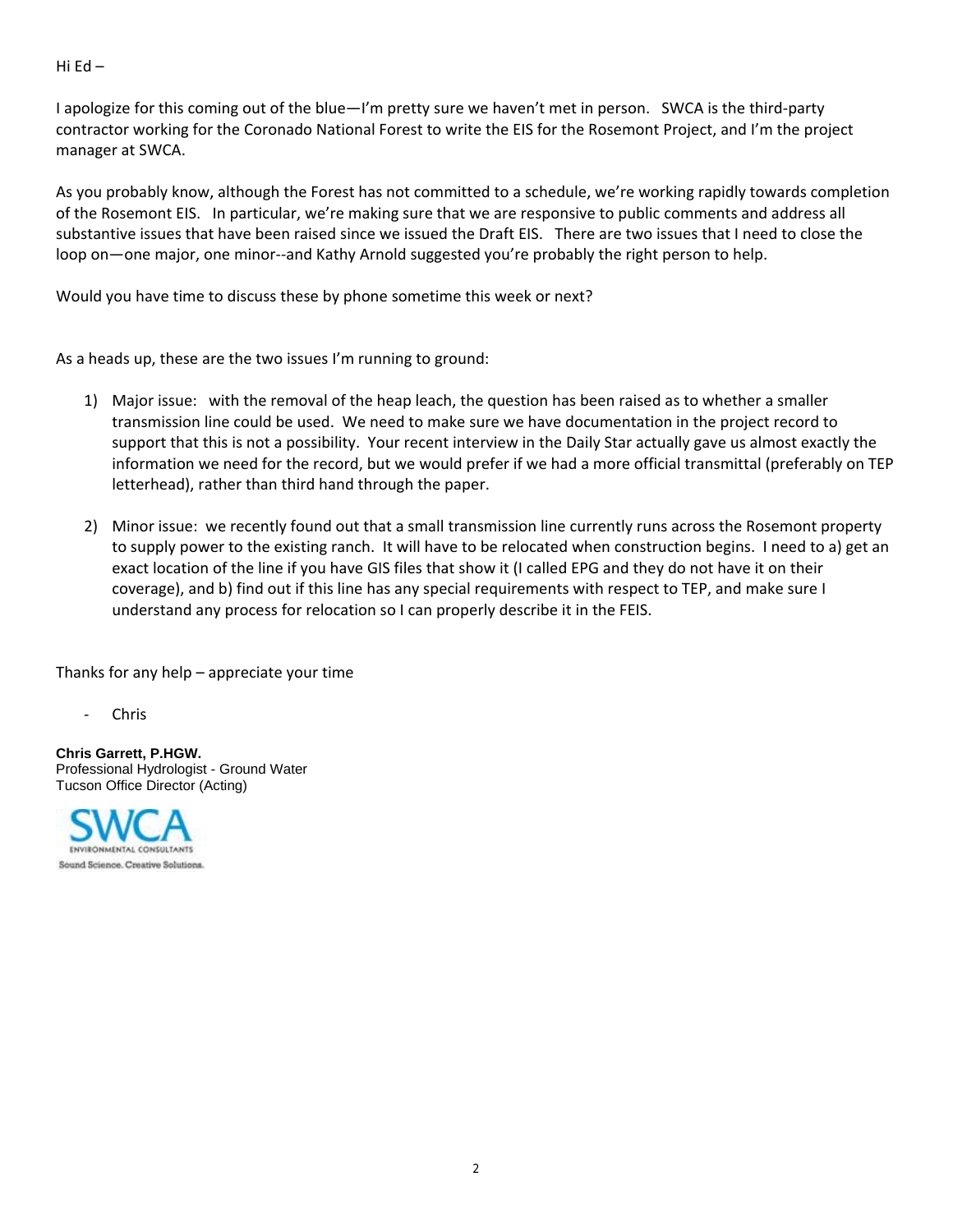Hi Ed –

I apologize for this coming out of the blue—I'm pretty sure we haven't met in person. SWCA is the third-party contractor working for the Coronado National Forest to write the EIS for the Rosemont Project, and I'm the project manager at SWCA.

As you probably know, although the Forest has not committed to a schedule, we're working rapidly towards completion of the Rosemont EIS. In particular, we're making sure that we are responsive to public comments and address all substantive issues that have been raised since we issued the Draft EIS. There are two issues that I need to close the loop on—one major, one minor--and Kathy Arnold suggested you're probably the right person to help.

Would you have time to discuss these by phone sometime this week or next?

As a heads up, these are the two issues I'm running to ground:

1) Major issue: with the removal of the heap leach, the question has been raised as to whether a smaller transmission line could be used. We need to make sure we have documentation in the project record to support that this is not a possibility. Your recent interview in the Daily Star actually gave us almost exactly the information we need for the record, but we would prefer if we had a more official transmittal (preferably on TEP letterhead), rather than third hand through the paper.

2) Minor issue: we recently found out that a small transmission line currently runs across the Rosemont property to supply power to the existing ranch. It will have to be relocated when construction begins. I need to a) get an exact location of the line if you have GIS files that show it (I called EPG and they do not have it on their coverage), and b) find out if this line has any special requirements with respect to TEP, and make sure I understand any process for relocation so I can properly describe it in the FEIS.

Thanks for any help – appreciate your time

- Chris

**Chris Garrett, P.HGW.**
Professional Hydrologist - Ground Water
Tucson Office Director (Acting)

SWCA
ENVIRONMENTAL CONSULTANTS
Sound Science. Creative Solutions.